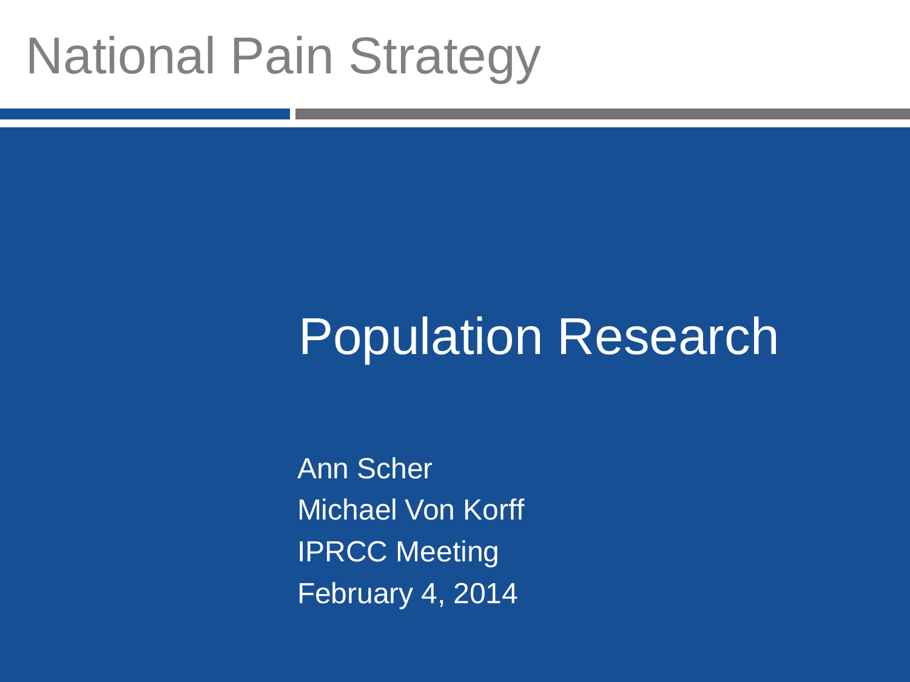# National Pain Strategy

## Population Research

Ann Scher
Michael Von Korff
IPRCC Meeting
February 4, 2014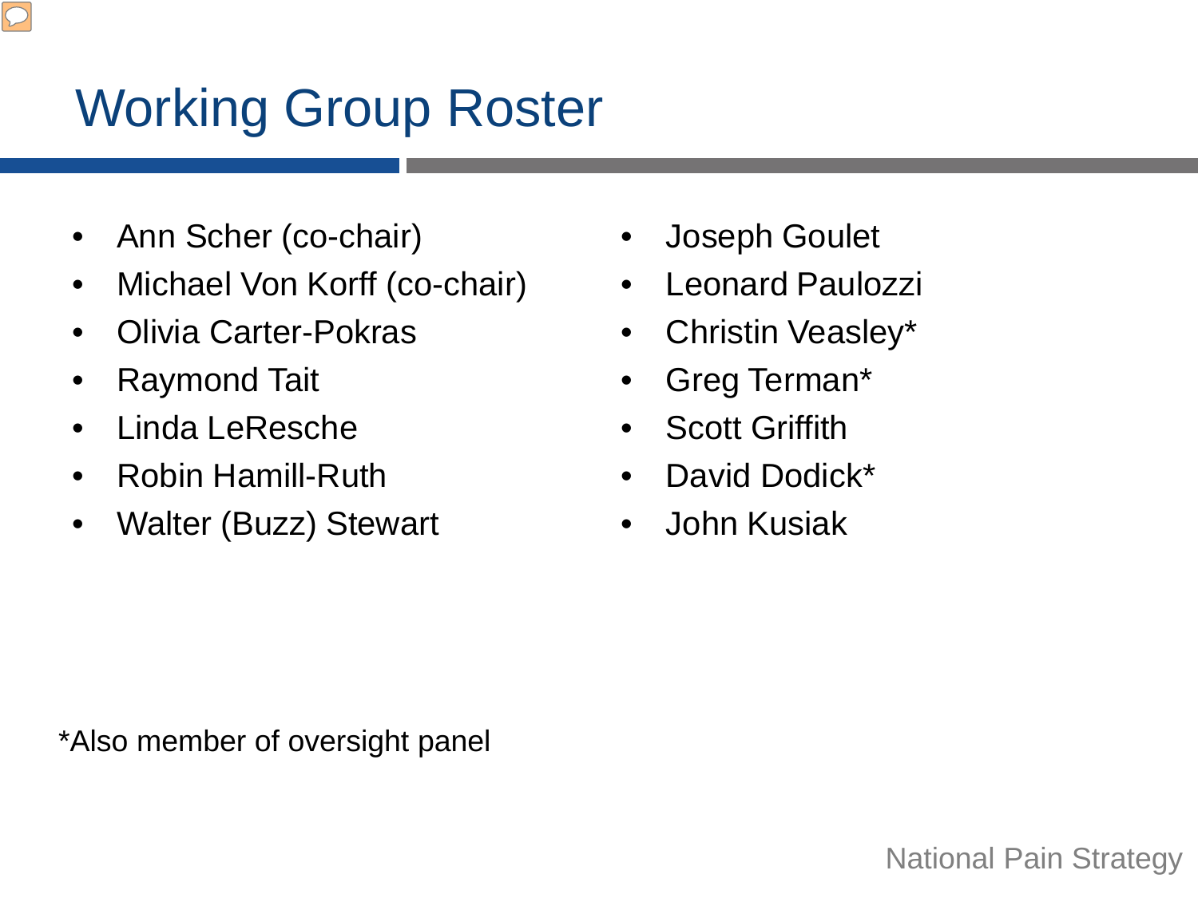# Working Group Roster

- Ann Scher (co-chair)
- Michael Von Korff (co-chair)
- Olivia Carter-Pokras
- Raymond Tait
- Linda LeResche
- Robin Hamill-Ruth
- Walter (Buzz) Stewart
- Joseph Goulet
- Leonard Paulozzi
- Christin Veasley*
- Greg Terman*
- Scott Griffith
- David Dodick*
- John Kusiak

*Also member of oversight panel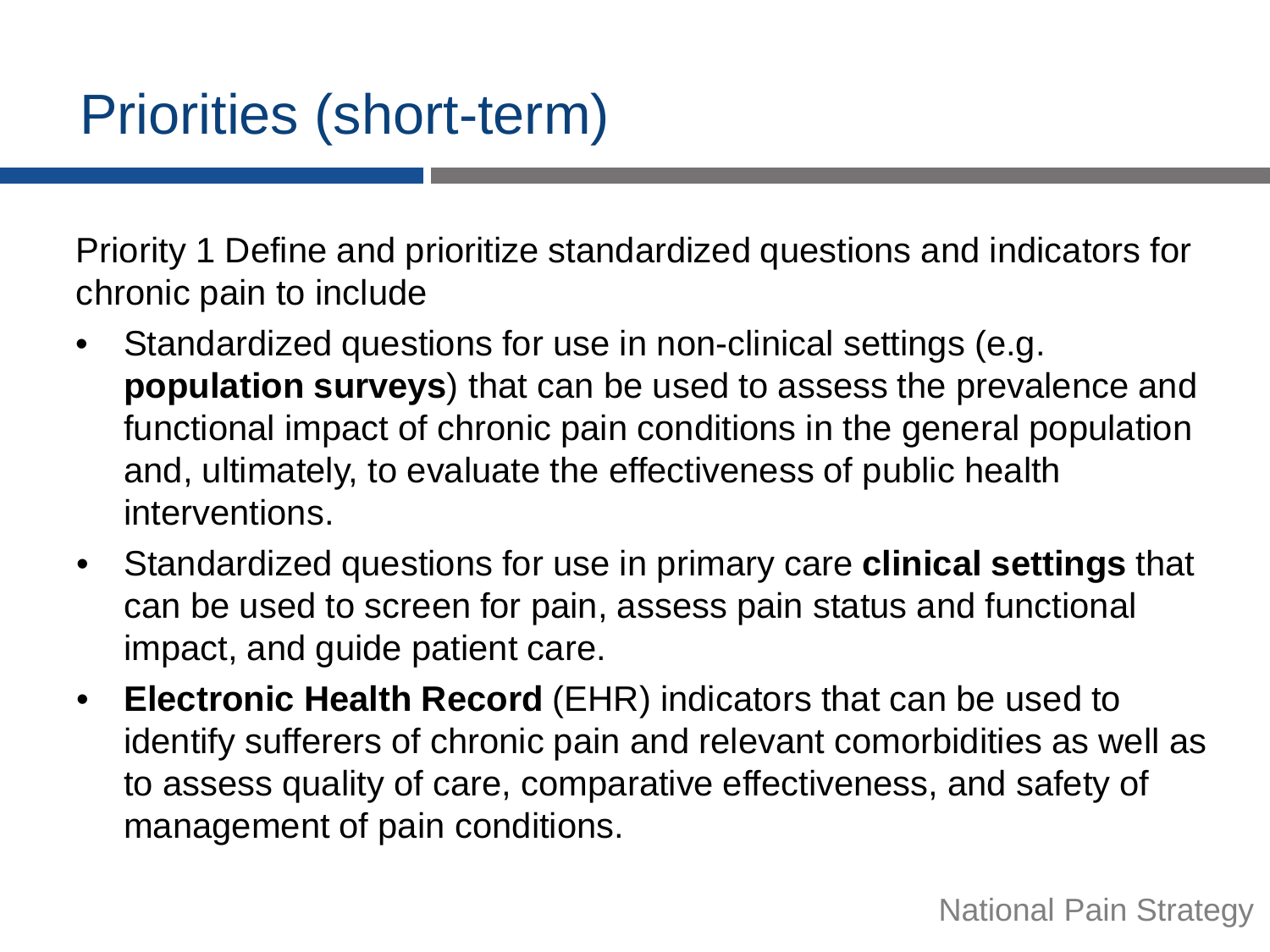# Priorities (short-term)

Priority 1 Define and prioritize standardized questions and indicators for chronic pain to include

- Standardized questions for use in non-clinical settings (e.g. **population surveys**) that can be used to assess the prevalence and functional impact of chronic pain conditions in the general population and, ultimately, to evaluate the effectiveness of public health interventions.
- Standardized questions for use in primary care **clinical settings** that can be used to screen for pain, assess pain status and functional impact, and guide patient care.
- **Electronic Health Record** (EHR) indicators that can be used to identify sufferers of chronic pain and relevant comorbidities as well as to assess quality of care, comparative effectiveness, and safety of management of pain conditions.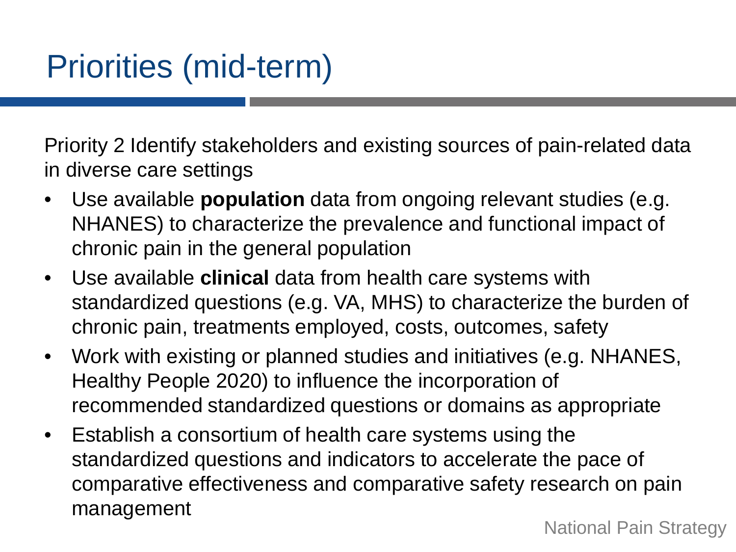# Priorities (mid-term)

Priority 2 Identify stakeholders and existing sources of pain-related data in diverse care settings

- Use available **population** data from ongoing relevant studies (e.g. NHANES) to characterize the prevalence and functional impact of chronic pain in the general population
- Use available **clinical** data from health care systems with standardized questions (e.g. VA, MHS) to characterize the burden of chronic pain, treatments employed, costs, outcomes, safety
- Work with existing or planned studies and initiatives (e.g. NHANES, Healthy People 2020) to influence the incorporation of recommended standardized questions or domains as appropriate
- Establish a consortium of health care systems using the standardized questions and indicators to accelerate the pace of comparative effectiveness and comparative safety research on pain management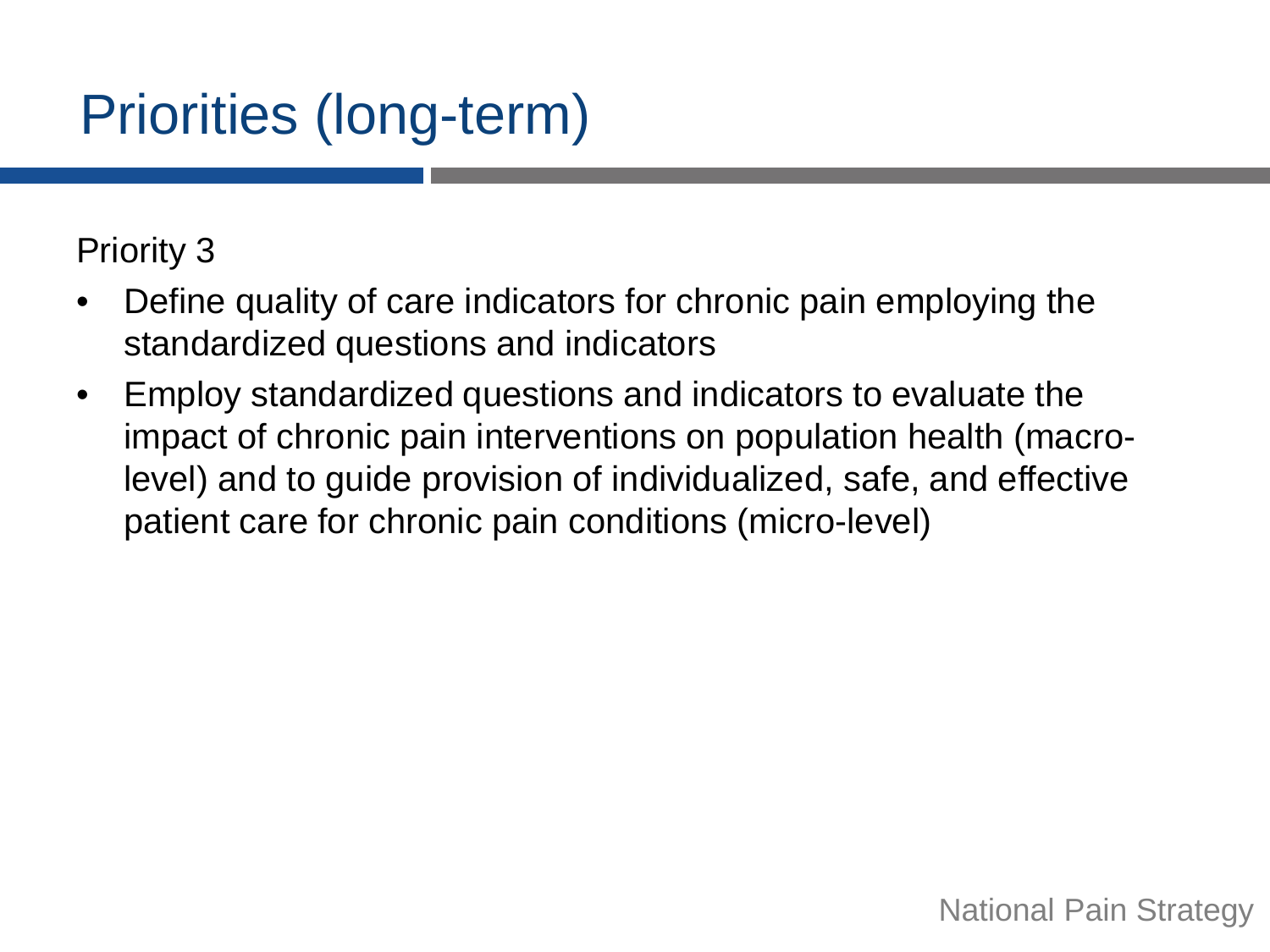# Priorities (long-term)

Priority 3

- Define quality of care indicators for chronic pain employing the standardized questions and indicators
- Employ standardized questions and indicators to evaluate the impact of chronic pain interventions on population health (macro-level) and to guide provision of individualized, safe, and effective patient care for chronic pain conditions (micro-level)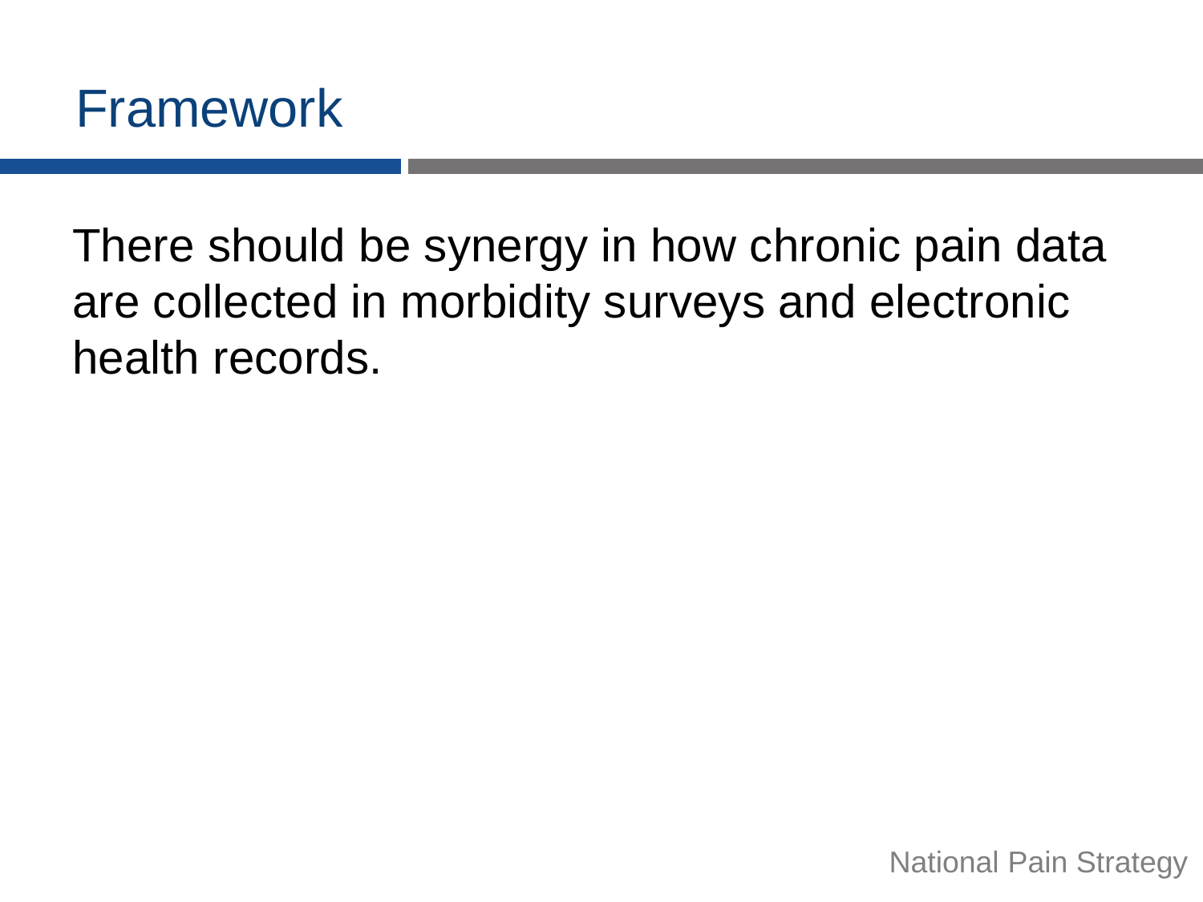# Framework

There should be synergy in how chronic pain data are collected in morbidity surveys and electronic health records.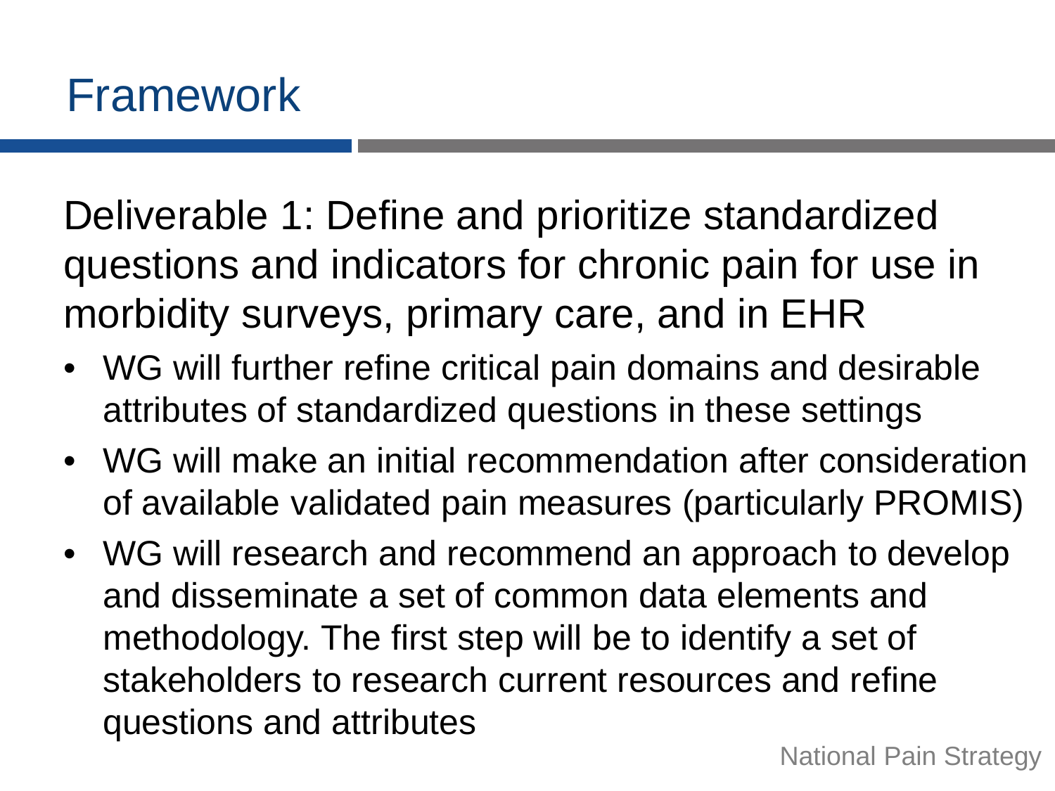# Framework

Deliverable 1: Define and prioritize standardized questions and indicators for chronic pain for use in morbidity surveys, primary care, and in EHR

- WG will further refine critical pain domains and desirable attributes of standardized questions in these settings
- WG will make an initial recommendation after consideration of available validated pain measures (particularly PROMIS)
- WG will research and recommend an approach to develop and disseminate a set of common data elements and methodology. The first step will be to identify a set of stakeholders to research current resources and refine questions and attributes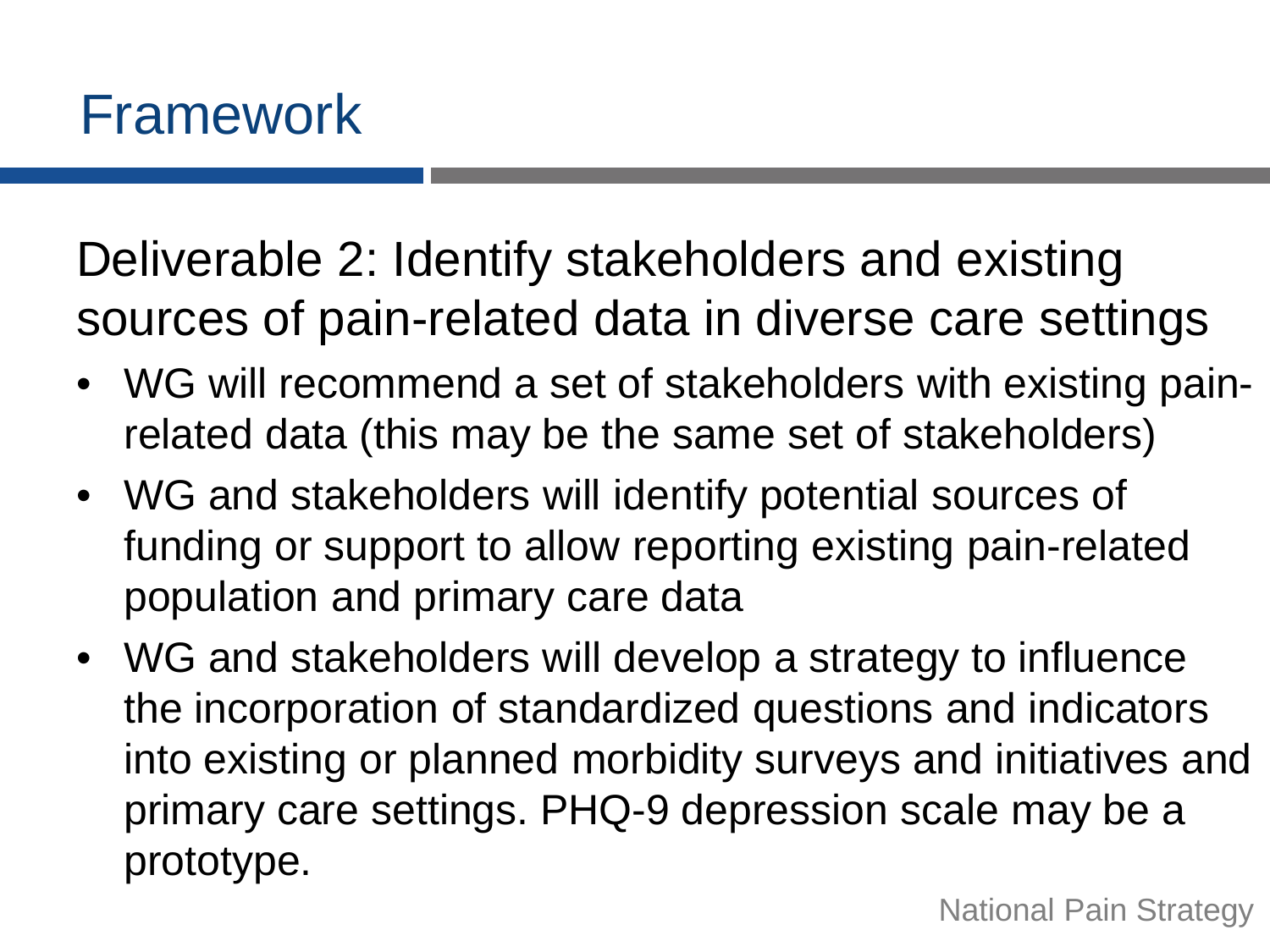# Framework

Deliverable 2: Identify stakeholders and existing sources of pain-related data in diverse care settings

- WG will recommend a set of stakeholders with existing pain-related data (this may be the same set of stakeholders)
- WG and stakeholders will identify potential sources of funding or support to allow reporting existing pain-related population and primary care data
- WG and stakeholders will develop a strategy to influence the incorporation of standardized questions and indicators into existing or planned morbidity surveys and initiatives and primary care settings. PHQ-9 depression scale may be a prototype.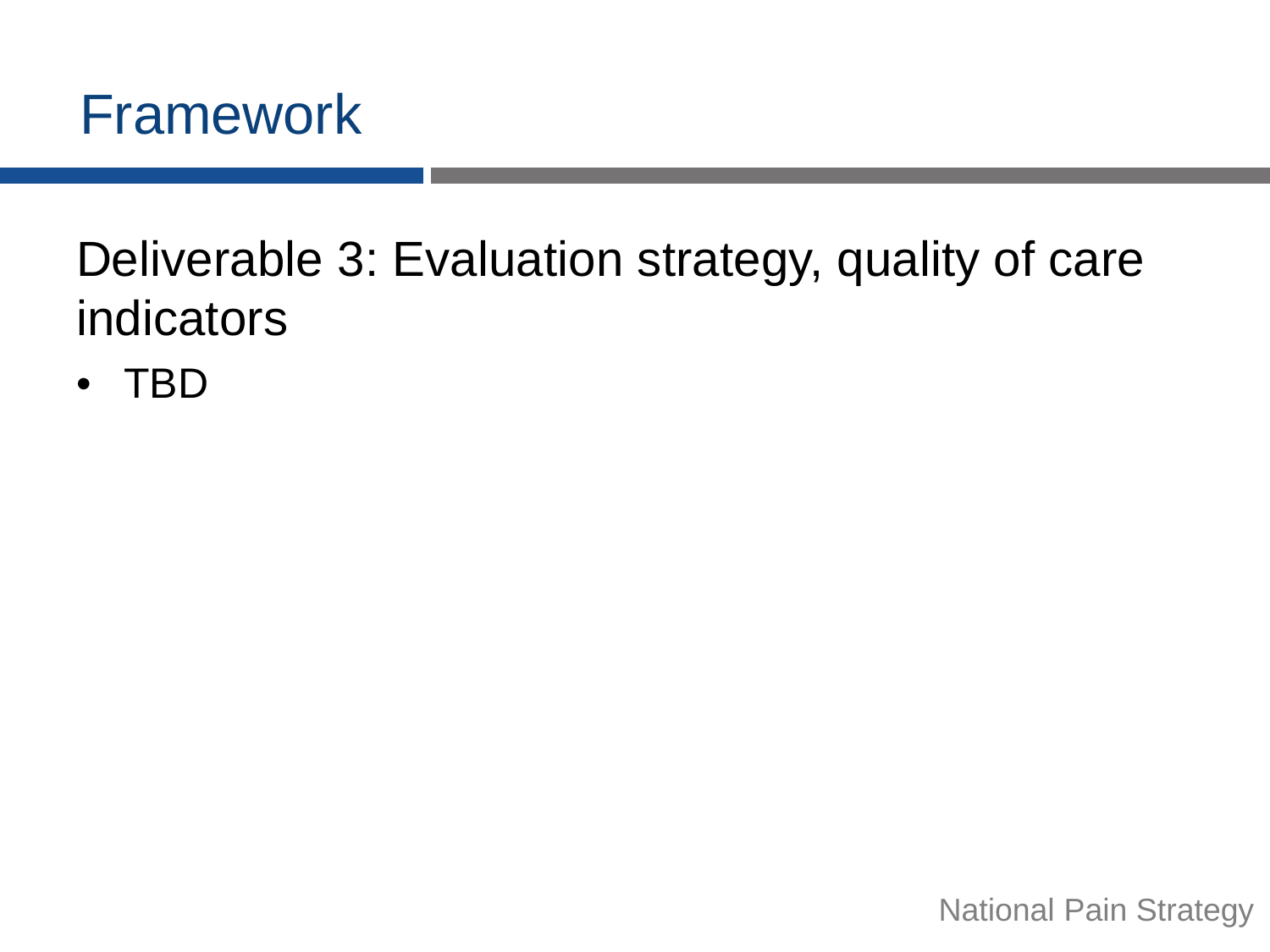# Framework

Deliverable 3: Evaluation strategy, quality of care indicators

- TBD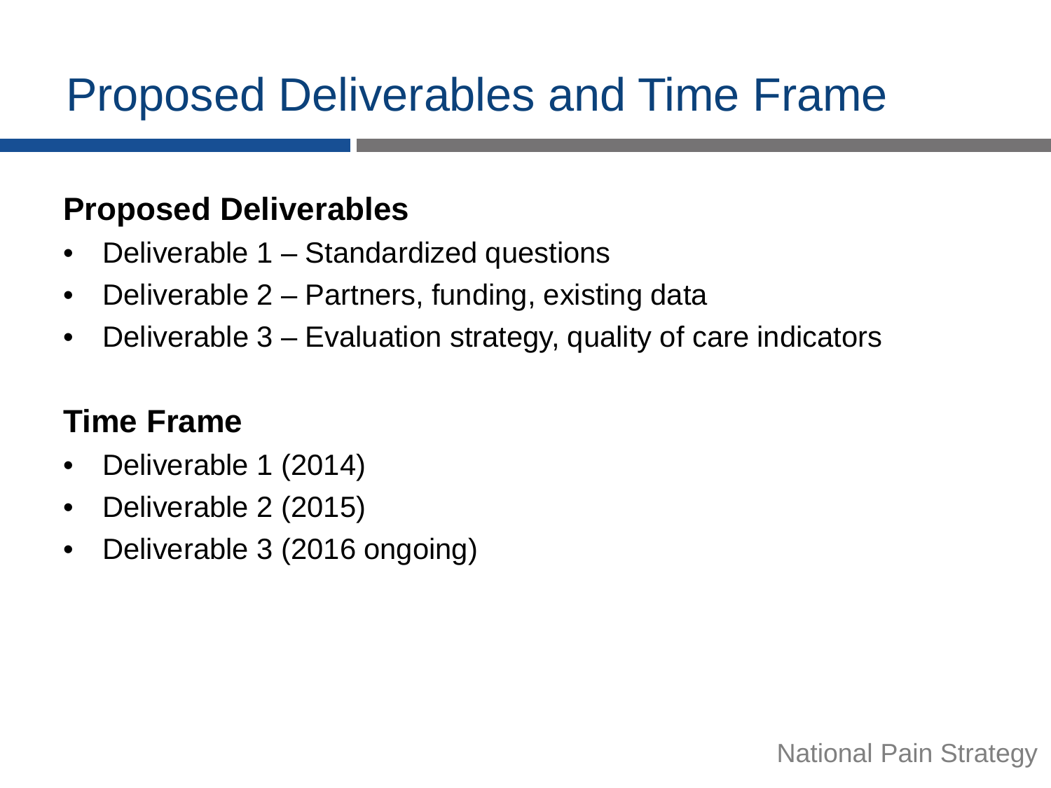# Proposed Deliverables and Time Frame

**Proposed Deliverables**

- Deliverable 1 – Standardized questions
- Deliverable 2 – Partners, funding, existing data
- Deliverable 3 – Evaluation strategy, quality of care indicators

**Time Frame**

- Deliverable 1 (2014)
- Deliverable 2 (2015)
- Deliverable 3 (2016 ongoing)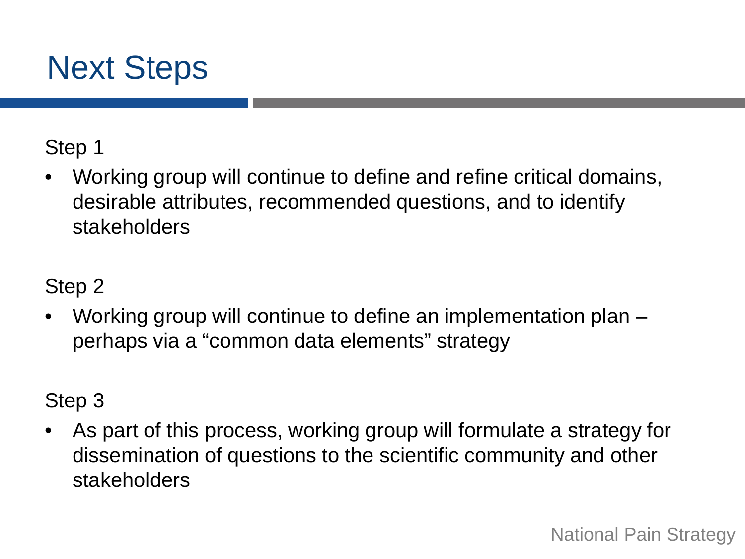# Next Steps

Step 1

- Working group will continue to define and refine critical domains, desirable attributes, recommended questions, and to identify stakeholders

Step 2

- Working group will continue to define an implementation plan – perhaps via a “common data elements” strategy

Step 3

- As part of this process, working group will formulate a strategy for dissemination of questions to the scientific community and other stakeholders